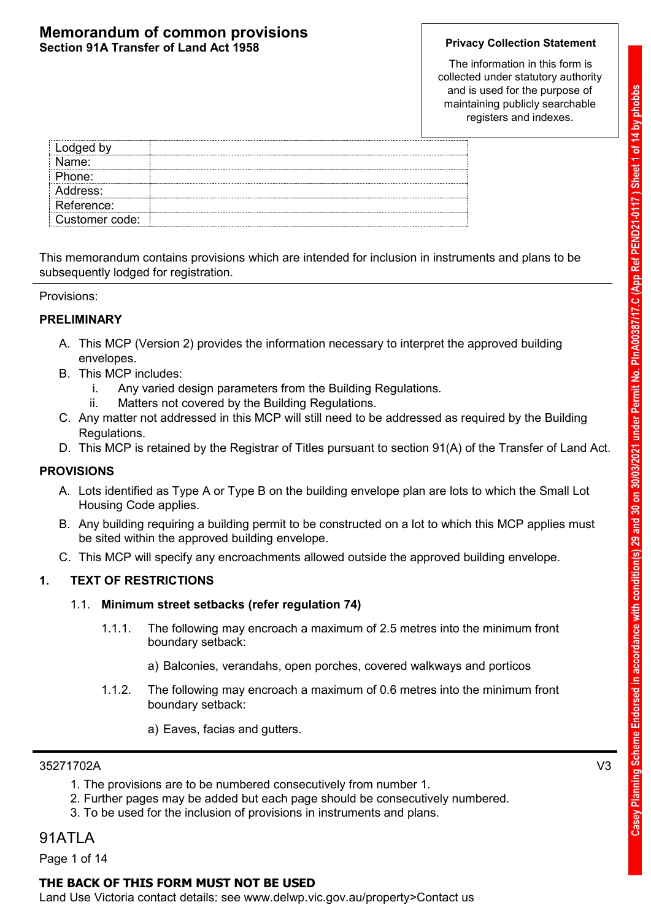# Memorandum of common provisions
**Section 91A Transfer of Land Act 1958**

**Privacy Collection Statement**

The information in this form is collected under statutory authority and is used for the purpose of maintaining publicly searchable registers and indexes.

| Lodged by | |
|---|---|
| Name: | |
| Phone: | |
| Address: | |
| Reference: | |
| Customer code: | |

This memorandum contains provisions which are intended for inclusion in instruments and plans to be subsequently lodged for registration.

Provisions:

**PRELIMINARY**

A. This MCP (Version 2) provides the information necessary to interpret the approved building envelopes.
B. This MCP includes:
   i. Any varied design parameters from the Building Regulations.
   ii. Matters not covered by the Building Regulations.
C. Any matter not addressed in this MCP will still need to be addressed as required by the Building Regulations.
D. This MCP is retained by the Registrar of Titles pursuant to section 91(A) of the Transfer of Land Act.

**PROVISIONS**

A. Lots identified as Type A or Type B on the building envelope plan are lots to which the Small Lot Housing Code applies.
B. Any building requiring a building permit to be constructed on a lot to which this MCP applies must be sited within the approved building envelope.
C. This MCP will specify any encroachments allowed outside the approved building envelope.

**1. TEXT OF RESTRICTIONS**

1.1. **Minimum street setbacks (refer regulation 74)**

1.1.1. The following may encroach a maximum of 2.5 metres into the minimum front boundary setback:

a) Balconies, verandahs, open porches, covered walkways and porticos

1.1.2. The following may encroach a maximum of 0.6 metres into the minimum front boundary setback:

a) Eaves, facias and gutters.

35271702A V3

1. The provisions are to be numbered consecutively from number 1.
2. Further pages may be added but each page should be consecutively numbered.
3. To be used for the inclusion of provisions in instruments and plans.

91ATLA

**THE BACK OF THIS FORM MUST NOT BE USED**

Land Use Victoria contact details: see www.delwp.vic.gov.au/property>Contact us

Casey Planning Scheme Endorsed in accordance with condition(s) 29 and 30 on 30/03/2021 under Permit No. PlnA00387/17.C (App Ref PEND21-0117 ) Sheet 1 of 14 by phobbs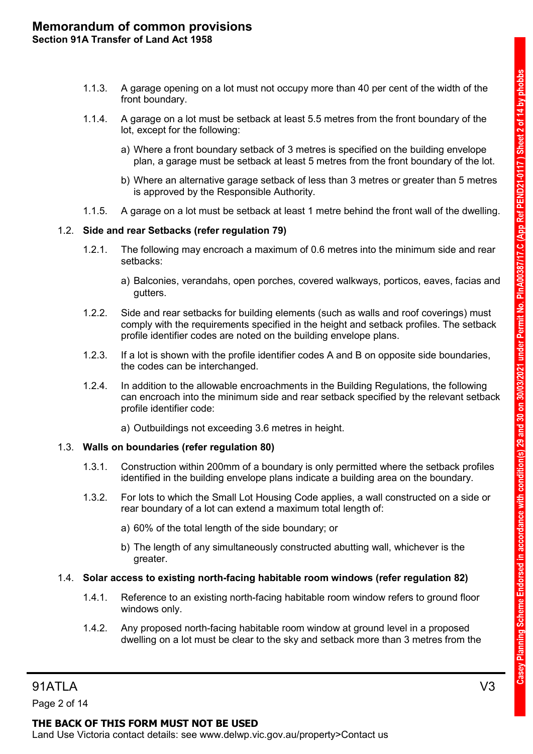1.1.3. A garage opening on a lot must not occupy more than 40 per cent of the width of the front boundary.

1.1.4. A garage on a lot must be setback at least 5.5 metres from the front boundary of the lot, except for the following:

a) Where a front boundary setback of 3 metres is specified on the building envelope plan, a garage must be setback at least 5 metres from the front boundary of the lot.

b) Where an alternative garage setback of less than 3 metres or greater than 5 metres is approved by the Responsible Authority.

1.1.5. A garage on a lot must be setback at least 1 metre behind the front wall of the dwelling.

## 1.2. Side and rear Setbacks (refer regulation 79)

1.2.1. The following may encroach a maximum of 0.6 metres into the minimum side and rear setbacks:

a) Balconies, verandahs, open porches, covered walkways, porticos, eaves, facias and gutters.

1.2.2. Side and rear setbacks for building elements (such as walls and roof coverings) must comply with the requirements specified in the height and setback profiles. The setback profile identifier codes are noted on the building envelope plans.

1.2.3. If a lot is shown with the profile identifier codes A and B on opposite side boundaries, the codes can be interchanged.

1.2.4. In addition to the allowable encroachments in the Building Regulations, the following can encroach into the minimum side and rear setback specified by the relevant setback profile identifier code:

a) Outbuildings not exceeding 3.6 metres in height.

## 1.3. Walls on boundaries (refer regulation 80)

1.3.1. Construction within 200mm of a boundary is only permitted where the setback profiles identified in the building envelope plans indicate a building area on the boundary.

1.3.2. For lots to which the Small Lot Housing Code applies, a wall constructed on a side or rear boundary of a lot can extend a maximum total length of:

a) 60% of the total length of the side boundary; or

b) The length of any simultaneously constructed abutting wall, whichever is the greater.

## 1.4. Solar access to existing north-facing habitable room windows (refer regulation 82)

1.4.1. Reference to an existing north-facing habitable room window refers to ground floor windows only.

1.4.2. Any proposed north-facing habitable room window at ground level in a proposed dwelling on a lot must be clear to the sky and setback more than 3 metres from the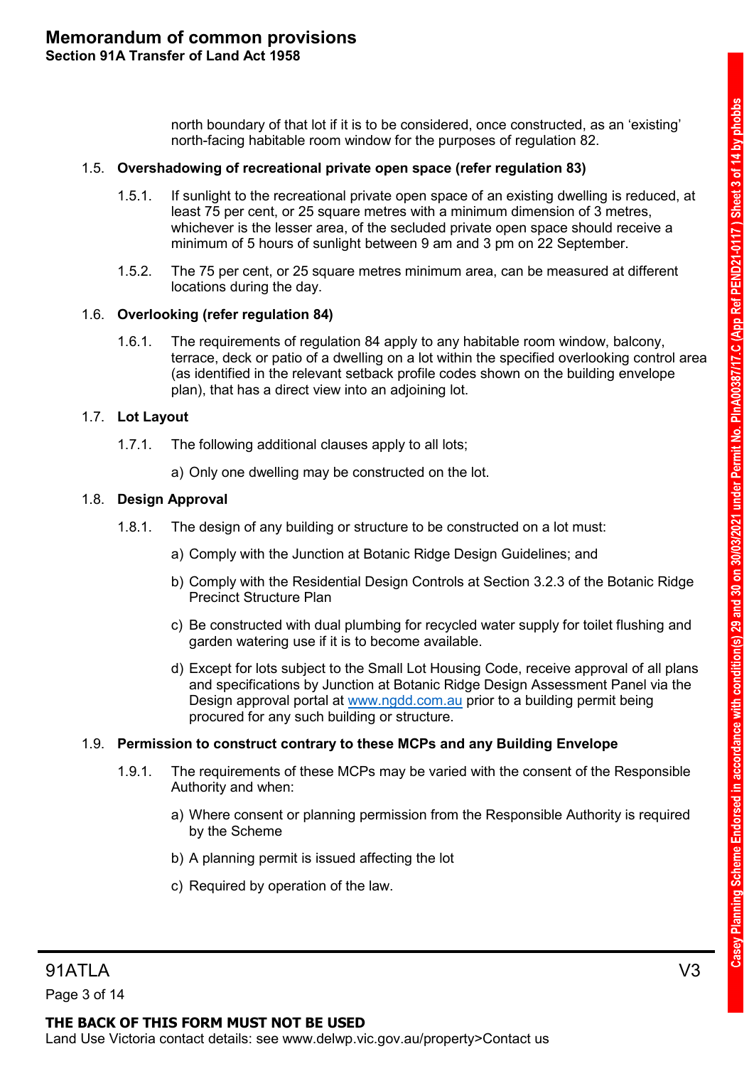north boundary of that lot if it is to be considered, once constructed, as an 'existing' north-facing habitable room window for the purposes of regulation 82.

### 1.5. Overshadowing of recreational private open space (refer regulation 83)

1.5.1. If sunlight to the recreational private open space of an existing dwelling is reduced, at least 75 per cent, or 25 square metres with a minimum dimension of 3 metres, whichever is the lesser area, of the secluded private open space should receive a minimum of 5 hours of sunlight between 9 am and 3 pm on 22 September.

1.5.2. The 75 per cent, or 25 square metres minimum area, can be measured at different locations during the day.

### 1.6. Overlooking (refer regulation 84)

1.6.1. The requirements of regulation 84 apply to any habitable room window, balcony, terrace, deck or patio of a dwelling on a lot within the specified overlooking control area (as identified in the relevant setback profile codes shown on the building envelope plan), that has a direct view into an adjoining lot.

### 1.7. Lot Layout

1.7.1. The following additional clauses apply to all lots;

a) Only one dwelling may be constructed on the lot.

### 1.8. Design Approval

1.8.1. The design of any building or structure to be constructed on a lot must:

a) Comply with the Junction at Botanic Ridge Design Guidelines; and

b) Comply with the Residential Design Controls at Section 3.2.3 of the Botanic Ridge Precinct Structure Plan

c) Be constructed with dual plumbing for recycled water supply for toilet flushing and garden watering use if it is to become available.

d) Except for lots subject to the Small Lot Housing Code, receive approval of all plans and specifications by Junction at Botanic Ridge Design Assessment Panel via the Design approval portal at www.ngdd.com.au prior to a building permit being procured for any such building or structure.

### 1.9. Permission to construct contrary to these MCPs and any Building Envelope

1.9.1. The requirements of these MCPs may be varied with the consent of the Responsible Authority and when:

a) Where consent or planning permission from the Responsible Authority is required by the Scheme

b) A planning permit is issued affecting the lot

c) Required by operation of the law.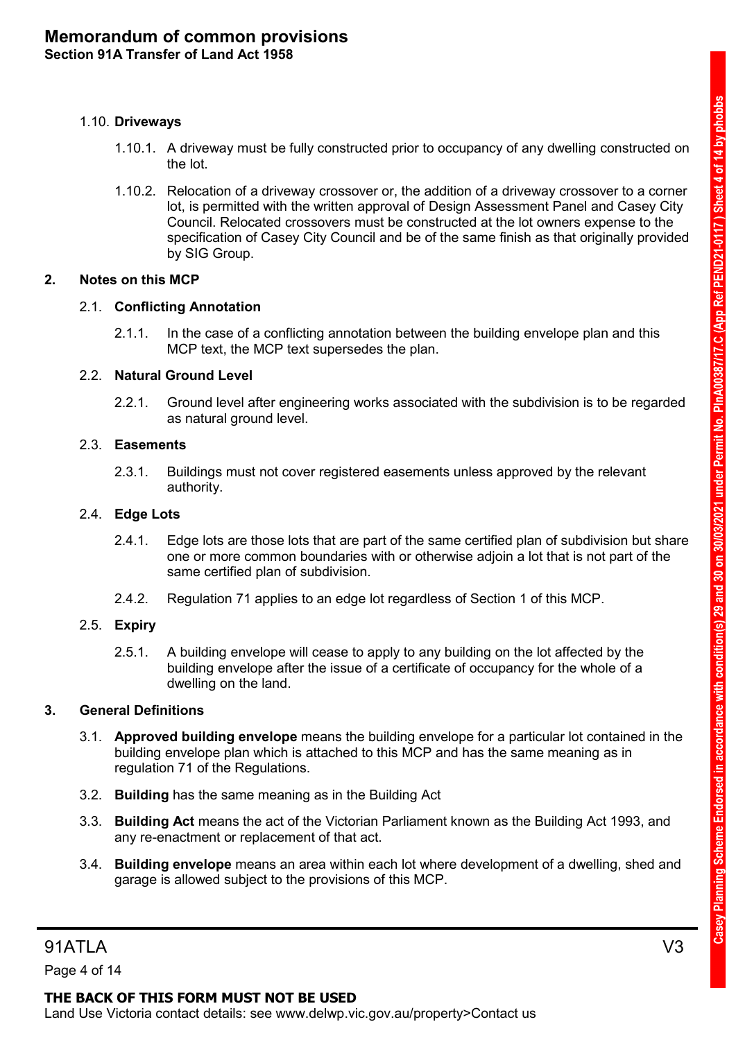1.10. **Driveways**

1.10.1. A driveway must be fully constructed prior to occupancy of any dwelling constructed on the lot.

1.10.2. Relocation of a driveway crossover or, the addition of a driveway crossover to a corner lot, is permitted with the written approval of Design Assessment Panel and Casey City Council. Relocated crossovers must be constructed at the lot owners expense to the specification of Casey City Council and be of the same finish as that originally provided by SIG Group.

## 2. Notes on this MCP

2.1. **Conflicting Annotation**

2.1.1. In the case of a conflicting annotation between the building envelope plan and this MCP text, the MCP text supersedes the plan.

2.2. **Natural Ground Level**

2.2.1. Ground level after engineering works associated with the subdivision is to be regarded as natural ground level.

2.3. **Easements**

2.3.1. Buildings must not cover registered easements unless approved by the relevant authority.

2.4. **Edge Lots**

2.4.1. Edge lots are those lots that are part of the same certified plan of subdivision but share one or more common boundaries with or otherwise adjoin a lot that is not part of the same certified plan of subdivision.

2.4.2. Regulation 71 applies to an edge lot regardless of Section 1 of this MCP.

2.5. **Expiry**

2.5.1. A building envelope will cease to apply to any building on the lot affected by the building envelope after the issue of a certificate of occupancy for the whole of a dwelling on the land.

## 3. General Definitions

3.1. **Approved building envelope** means the building envelope for a particular lot contained in the building envelope plan which is attached to this MCP and has the same meaning as in regulation 71 of the Regulations.

3.2. **Building** has the same meaning as in the Building Act

3.3. **Building Act** means the act of the Victorian Parliament known as the Building Act 1993, and any re-enactment or replacement of that act.

3.4. **Building envelope** means an area within each lot where development of a dwelling, shed and garage is allowed subject to the provisions of this MCP.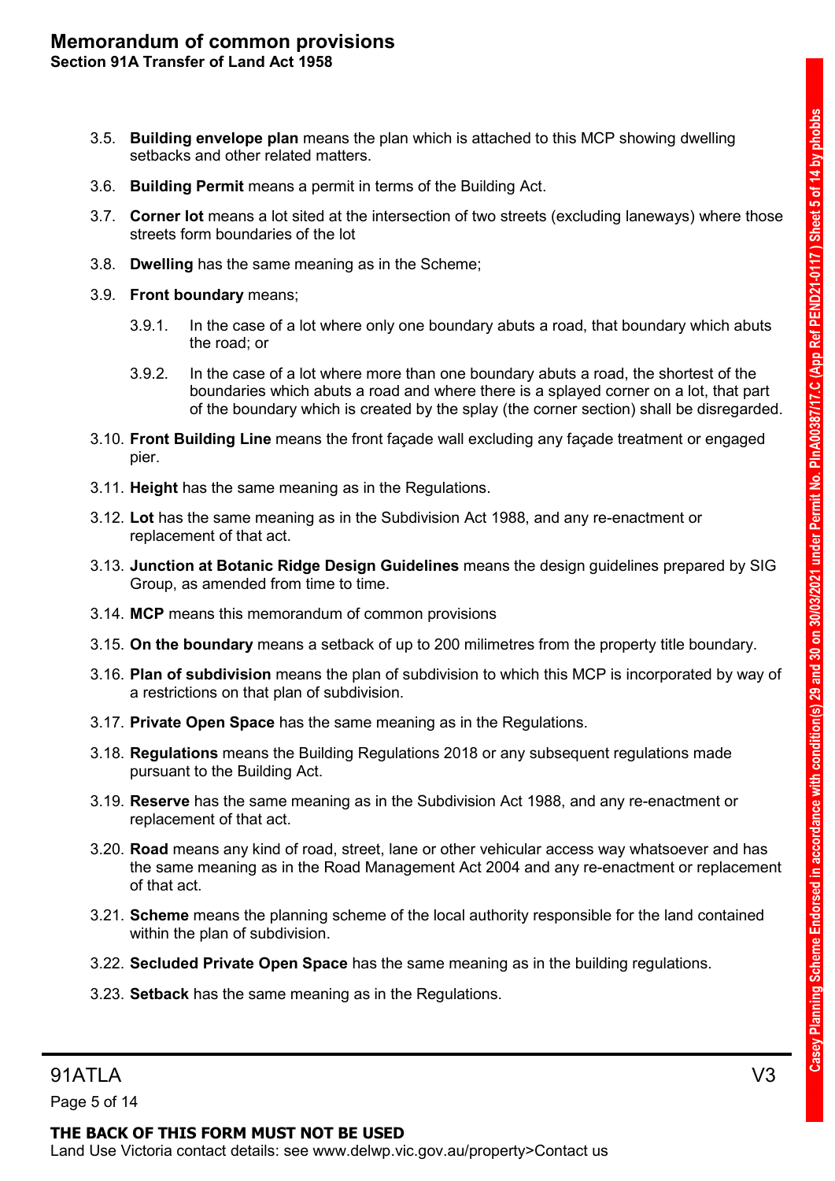- 3.5. **Building envelope plan** means the plan which is attached to this MCP showing dwelling setbacks and other related matters.
- 3.6. **Building Permit** means a permit in terms of the Building Act.
- 3.7. **Corner lot** means a lot sited at the intersection of two streets (excluding laneways) where those streets form boundaries of the lot
- 3.8. **Dwelling** has the same meaning as in the Scheme;
- 3.9. **Front boundary** means;
  - 3.9.1. In the case of a lot where only one boundary abuts a road, that boundary which abuts the road; or
  - 3.9.2. In the case of a lot where more than one boundary abuts a road, the shortest of the boundaries which abuts a road and where there is a splayed corner on a lot, that part of the boundary which is created by the splay (the corner section) shall be disregarded.
- 3.10. **Front Building Line** means the front façade wall excluding any façade treatment or engaged pier.
- 3.11. **Height** has the same meaning as in the Regulations.
- 3.12. **Lot** has the same meaning as in the Subdivision Act 1988, and any re-enactment or replacement of that act.
- 3.13. **Junction at Botanic Ridge Design Guidelines** means the design guidelines prepared by SIG Group, as amended from time to time.
- 3.14. **MCP** means this memorandum of common provisions
- 3.15. **On the boundary** means a setback of up to 200 milimetres from the property title boundary.
- 3.16. **Plan of subdivision** means the plan of subdivision to which this MCP is incorporated by way of a restrictions on that plan of subdivision.
- 3.17. **Private Open Space** has the same meaning as in the Regulations.
- 3.18. **Regulations** means the Building Regulations 2018 or any subsequent regulations made pursuant to the Building Act.
- 3.19. **Reserve** has the same meaning as in the Subdivision Act 1988, and any re-enactment or replacement of that act.
- 3.20. **Road** means any kind of road, street, lane or other vehicular access way whatsoever and has the same meaning as in the Road Management Act 2004 and any re-enactment or replacement of that act.
- 3.21. **Scheme** means the planning scheme of the local authority responsible for the land contained within the plan of subdivision.
- 3.22. **Secluded Private Open Space** has the same meaning as in the building regulations.
- 3.23. **Setback** has the same meaning as in the Regulations.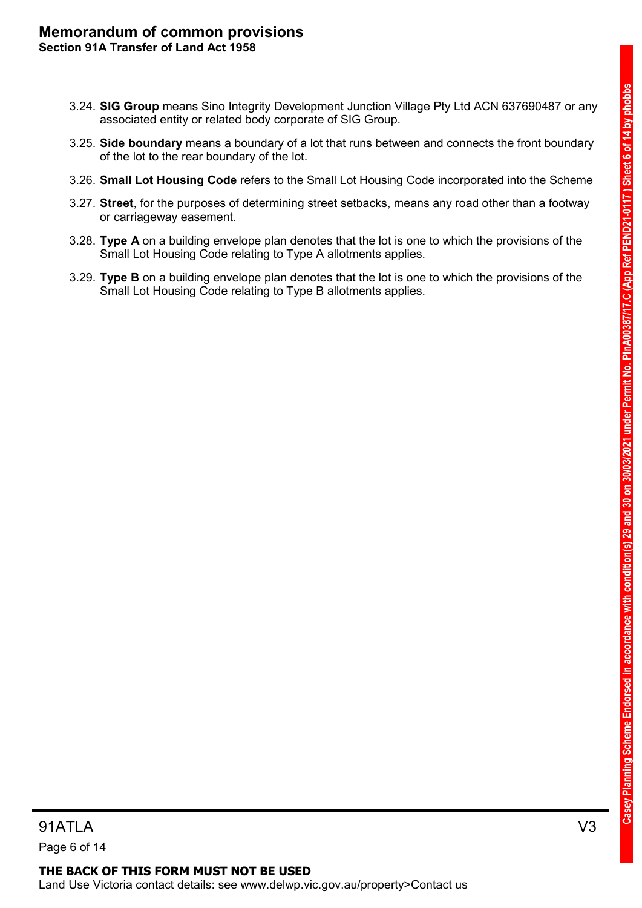3.24. **SIG Group** means Sino Integrity Development Junction Village Pty Ltd ACN 637690487 or any associated entity or related body corporate of SIG Group.

3.25. **Side boundary** means a boundary of a lot that runs between and connects the front boundary of the lot to the rear boundary of the lot.

3.26. **Small Lot Housing Code** refers to the Small Lot Housing Code incorporated into the Scheme

3.27. **Street**, for the purposes of determining street setbacks, means any road other than a footway or carriageway easement.

3.28. **Type A** on a building envelope plan denotes that the lot is one to which the provisions of the Small Lot Housing Code relating to Type A allotments applies.

3.29. **Type B** on a building envelope plan denotes that the lot is one to which the provisions of the Small Lot Housing Code relating to Type B allotments applies.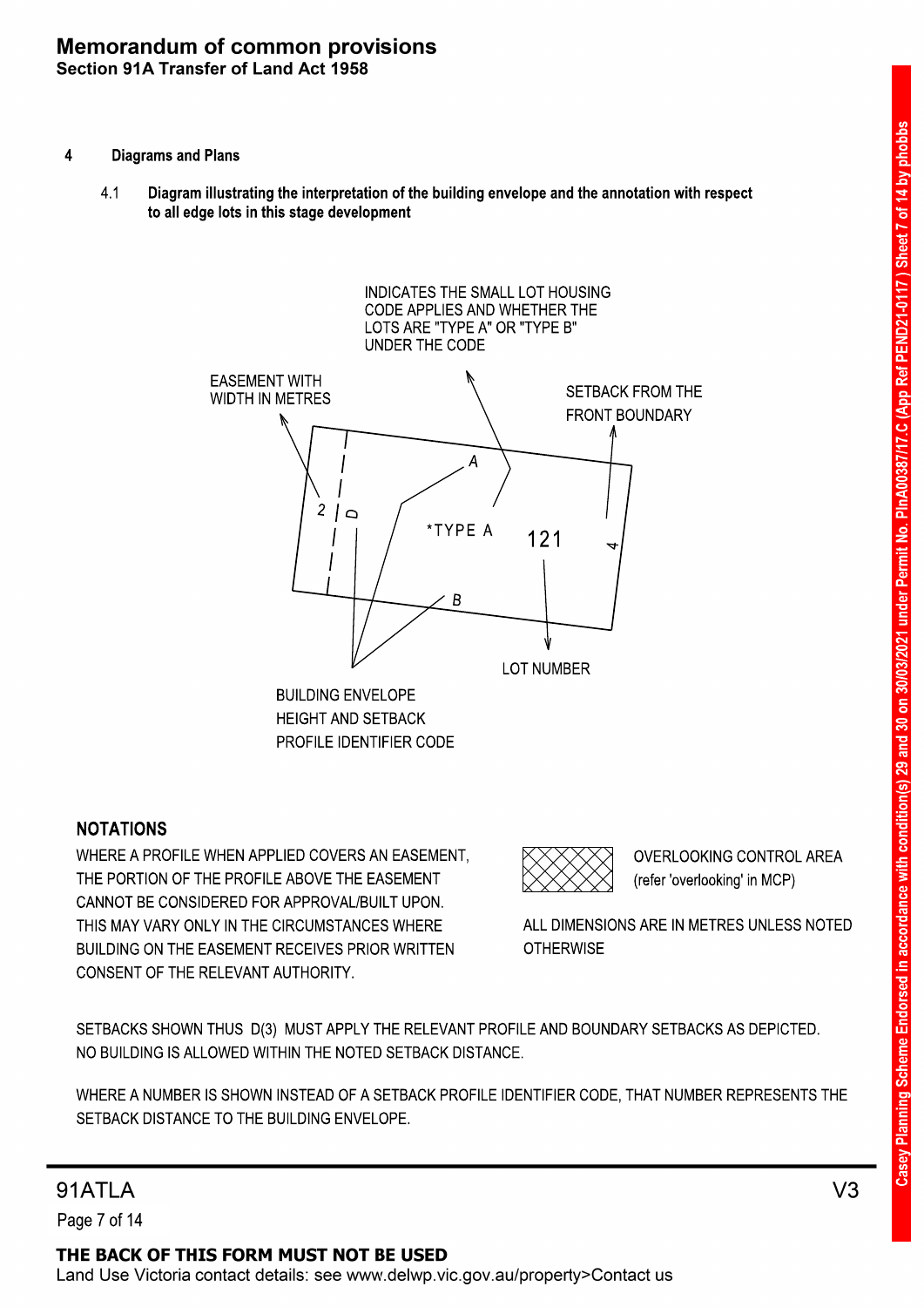## 4 Diagrams and Plans

### 4.1 Diagram illustrating the interpretation of the building envelope and the annotation with respect to all edge lots in this stage development

INDICATES THE SMALL LOT HOUSING CODE APPLIES AND WHETHER THE LOTS ARE "TYPE A" OR "TYPE B" UNDER THE CODE

EASEMENT WITH WIDTH IN METRES

SETBACK FROM THE FRONT BOUNDARY

A

2 D

*TYPE A

121

4

B

LOT NUMBER

BUILDING ENVELOPE HEIGHT AND SETBACK PROFILE IDENTIFIER CODE

**NOTATIONS**

WHERE A PROFILE WHEN APPLIED COVERS AN EASEMENT, THE PORTION OF THE PROFILE ABOVE THE EASEMENT CANNOT BE CONSIDERED FOR APPROVAL/BUILT UPON. THIS MAY VARY ONLY IN THE CIRCUMSTANCES WHERE BUILDING ON THE EASEMENT RECEIVES PRIOR WRITTEN CONSENT OF THE RELEVANT AUTHORITY.

OVERLOOKING CONTROL AREA (refer 'overlooking' in MCP)

ALL DIMENSIONS ARE IN METRES UNLESS NOTED OTHERWISE

SETBACKS SHOWN THUS D(3) MUST APPLY THE RELEVANT PROFILE AND BOUNDARY SETBACKS AS DEPICTED. NO BUILDING IS ALLOWED WITHIN THE NOTED SETBACK DISTANCE.

WHERE A NUMBER IS SHOWN INSTEAD OF A SETBACK PROFILE IDENTIFIER CODE, THAT NUMBER REPRESENTS THE SETBACK DISTANCE TO THE BUILDING ENVELOPE.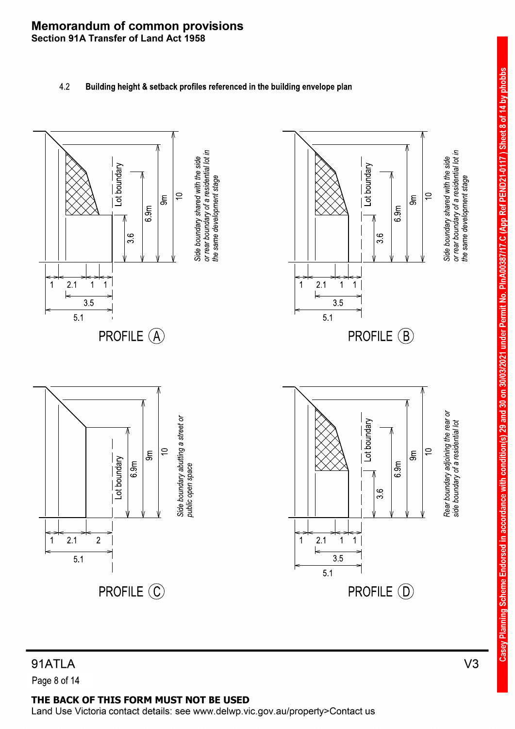# Memorandum of common provisions
**Section 91A Transfer of Land Act 1958**

4.2 **Building height & setback profiles referenced in the building envelope plan**

Lot boundary

1 2.1 1 1

3.5

5.1

3.6 6.9m 9m 10

*Side boundary shared with the side or rear boundary of a residential lot in the same development stage*

PROFILE (A)

Lot boundary

1 2.1 1 1

3.5

5.1

3.6 6.9m 9m 10

*Side boundary shared with the side or rear boundary of a residential lot in the same development stage*

PROFILE (B)

Lot boundary

1 2.1 2

5.1

6.9m 9m 10

*Side boundary abutting a street or public open space*

PROFILE (C)

Lot boundary

1 2.1 1 1

3.5

5.1

3.6 6.9m 9m 10

*Rear boundary adjoining the rear or side boundary of a residential lot*

PROFILE (D)

**THE BACK OF THIS FORM MUST NOT BE USED**

Land Use Victoria contact details: see www.delwp.vic.gov.au/property>Contact us

Casey Planning Scheme Endorsed in accordance with condition(s) 29 and 30 on 30/03/2021 under Permit No. PlnA00387/17.C (App Ref PEND21-0117 ) Sheet 8 of 14 by phobbs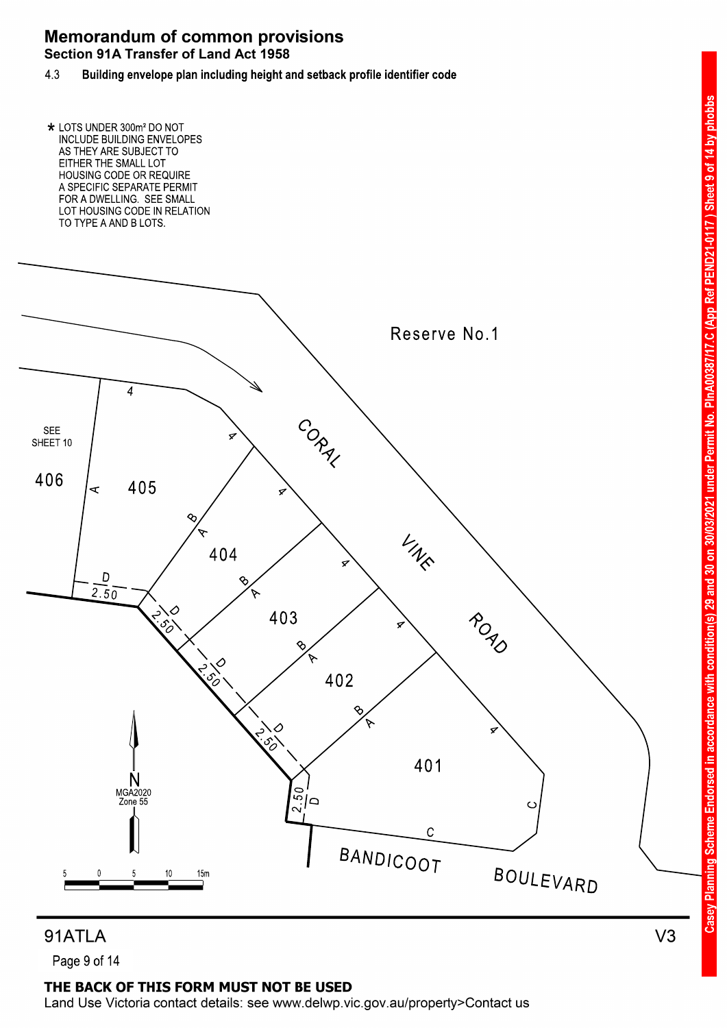# Memorandum of common provisions

## Section 91A Transfer of Land Act 1958

4.3 **Building envelope plan including height and setback profile identifier code**

* LOTS UNDER 300m² DO NOT INCLUDE BUILDING ENVELOPES AS THEY ARE SUBJECT TO EITHER THE SMALL LOT HOUSING CODE OR REQUIRE A SPECIFIC SEPARATE PERMIT FOR A DWELLING. SEE SMALL LOT HOUSING CODE IN RELATION TO TYPE A AND B LOTS.

Reserve No.1

CORAL VINE ROAD

BANDICOOT BOULEVARD

SEE SHEET 10

406

405

404

403

402

401

4

A

B

C

D

2.50

N

MGA2020 Zone 55

5 0 5 10 15m

91ATLA

V3

**THE BACK OF THIS FORM MUST NOT BE USED**

Land Use Victoria contact details: see www.delwp.vic.gov.au/property>Contact us

Casey Planning Scheme Endorsed in accordance with condition(s) 29 and 30 on 30/03/2021 under Permit No. PlnA00387/17.C (App Ref PEND21-0117 ) Sheet 9 of 14 by phobbs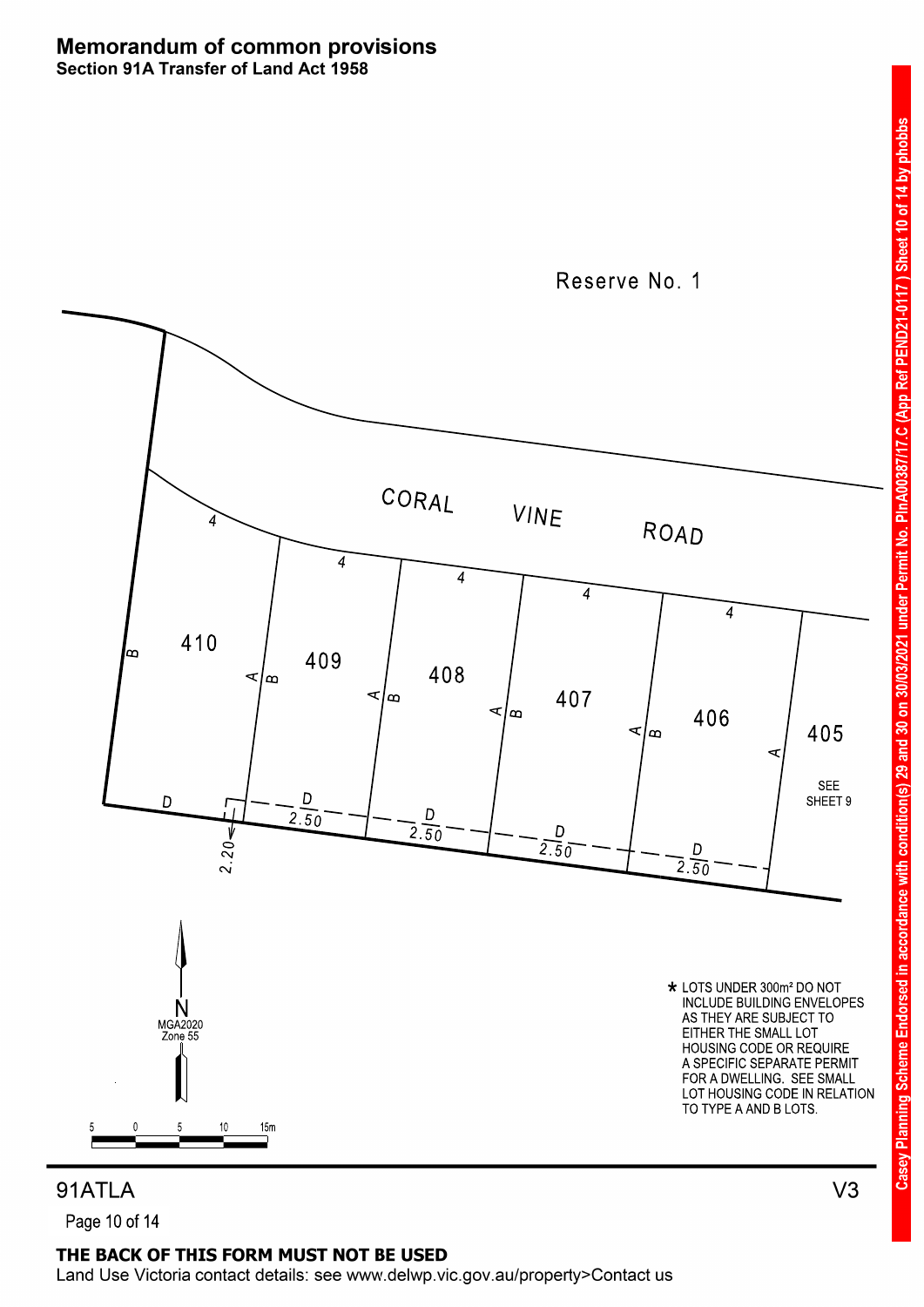## Memorandum of common provisions
### Section 91A Transfer of Land Act 1958

Reserve No. 1

CORAL VINE ROAD

410

409

408

407

406

405

SEE SHEET 9

4 4 4 4 4

A B A B A B A B A B

D D D D D

2.50 2.50 2.50 2.50

2.20

N
MGA2020
Zone 55

5 0 5 10 15m

\* LOTS UNDER 300m² DO NOT INCLUDE BUILDING ENVELOPES AS THEY ARE SUBJECT TO EITHER THE SMALL LOT HOUSING CODE OR REQUIRE A SPECIFIC SEPARATE PERMIT FOR A DWELLING. SEE SMALL LOT HOUSING CODE IN RELATION TO TYPE A AND B LOTS.

Casey Planning Scheme Endorsed in accordance with condition(s) 29 and 30 on 30/03/2021 under Permit No. PlnA00387/17.C (App Ref PEND21-0117 ) Sheet 10 of 14 by phobbs

91ATLA V3

**THE BACK OF THIS FORM MUST NOT BE USED**

Land Use Victoria contact details: see www.delwp.vic.gov.au/property>Contact us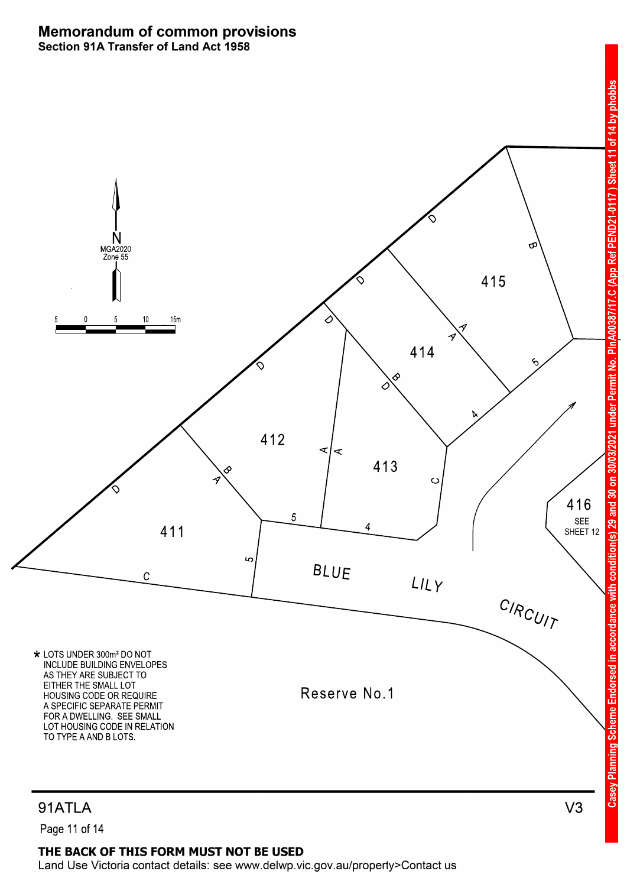# Memorandum of common provisions

**Section 91A Transfer of Land Act 1958**

N
MGA2020
Zone 55

5 0 5 10 15m

411

412

413

414

415

416
SEE
SHEET 12

BLUE LILY CIRCUIT

Reserve No.1

* LOTS UNDER 300m² DO NOT INCLUDE BUILDING ENVELOPES AS THEY ARE SUBJECT TO EITHER THE SMALL LOT HOUSING CODE OR REQUIRE A SPECIFIC SEPARATE PERMIT FOR A DWELLING. SEE SMALL LOT HOUSING CODE IN RELATION TO TYPE A AND B LOTS.

Casey Planning Scheme Endorsed in accordance with condition(s) 29 and 30 on 30/03/2021 under Permit No. PlnA00387/17.C (App Ref PEND21-0117) Sheet 11 of 14 by phobbs

91ATLA V3

**THE BACK OF THIS FORM MUST NOT BE USED**

Land Use Victoria contact details: see www.delwp.vic.gov.au/property>Contact us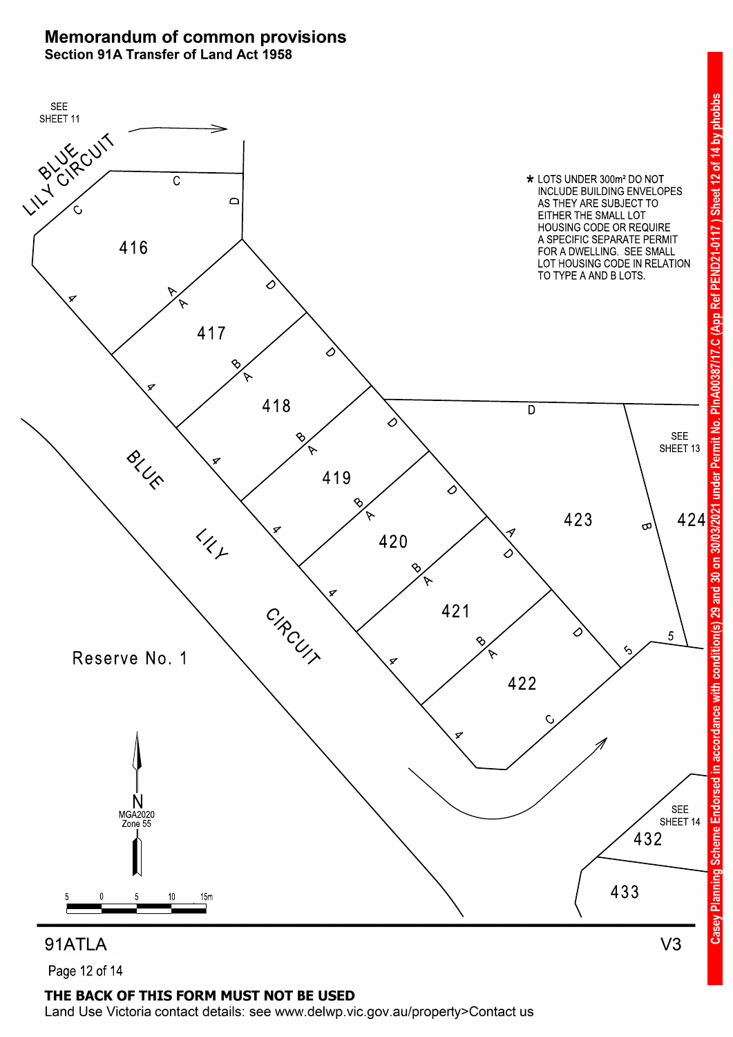# Memorandum of common provisions

## Section 91A Transfer of Land Act 1958

SEE SHEET 11

BLUE LILY CIRCUIT

* LOTS UNDER 300m² DO NOT INCLUDE BUILDING ENVELOPES AS THEY ARE SUBJECT TO EITHER THE SMALL LOT HOUSING CODE OR REQUIRE A SPECIFIC SEPARATE PERMIT FOR A DWELLING. SEE SMALL LOT HOUSING CODE IN RELATION TO TYPE A AND B LOTS.

416

417

418

419

420

421

422

423

424

SEE SHEET 13

BLUE LILY CIRCUIT

Reserve No. 1

SEE SHEET 14

432

433

N
MGA2020
Zone 55

5 0 5 10 15m

91ATLA

V3

**THE BACK OF THIS FORM MUST NOT BE USED**

Land Use Victoria contact details: see www.delwp.vic.gov.au/property>Contact us

Casey Planning Scheme Endorsed in accordance with condition(s) 29 and 30 on 30/03/2021 under Permit No. PlnA00387/17.C (App Ref PEND21-0117) Sheet 12 of 14 by phobbs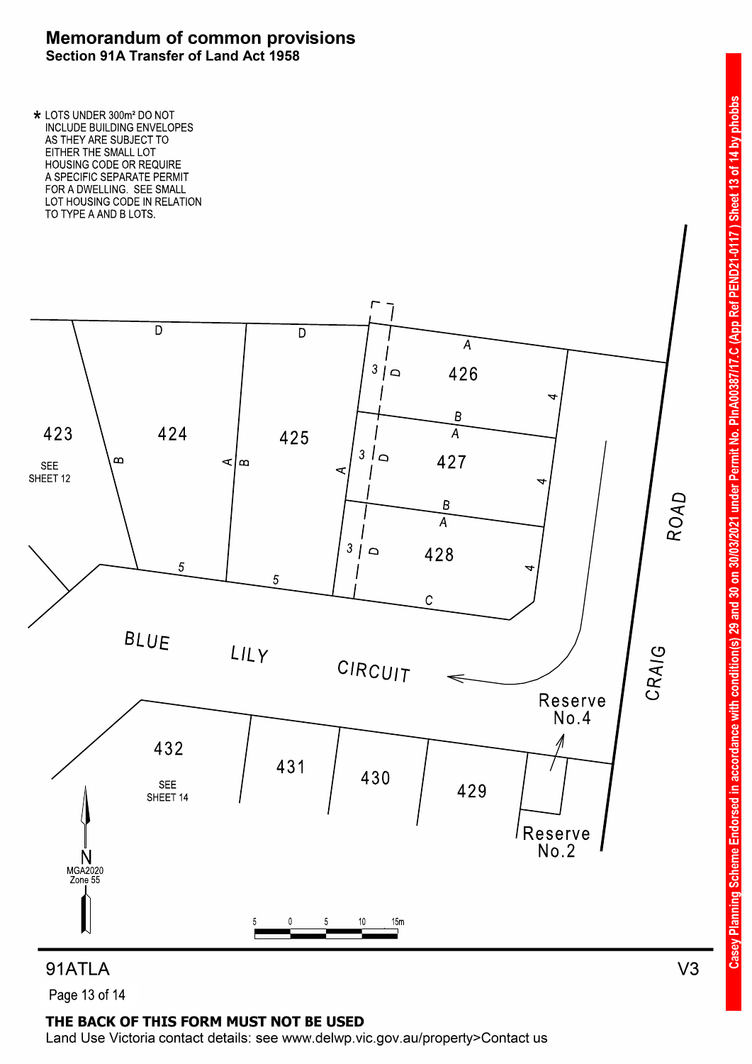# Memorandum of common provisions
## Section 91A Transfer of Land Act 1958

\* LOTS UNDER 300m² DO NOT INCLUDE BUILDING ENVELOPES AS THEY ARE SUBJECT TO EITHER THE SMALL LOT HOUSING CODE OR REQUIRE A SPECIFIC SEPARATE PERMIT FOR A DWELLING. SEE SMALL LOT HOUSING CODE IN RELATION TO TYPE A AND B LOTS.

423 SEE SHEET 12

424

425

426

427

428

429

430

431

432 SEE SHEET 14

Reserve No.4

Reserve No.2

BLUE LILY CIRCUIT

CRAIG ROAD

N MGA2020 Zone 55

5 0 5 10 15m

91ATLA

V3

**THE BACK OF THIS FORM MUST NOT BE USED**

Land Use Victoria contact details: see www.delwp.vic.gov.au/property>Contact us

Casey Planning Scheme Endorsed in accordance with condition(s) 29 and 30 on 30/03/2021 under Permit No. PlnA00387/17.C (App Ref PEND21-0117 ) Sheet 13 of 14 by phobbs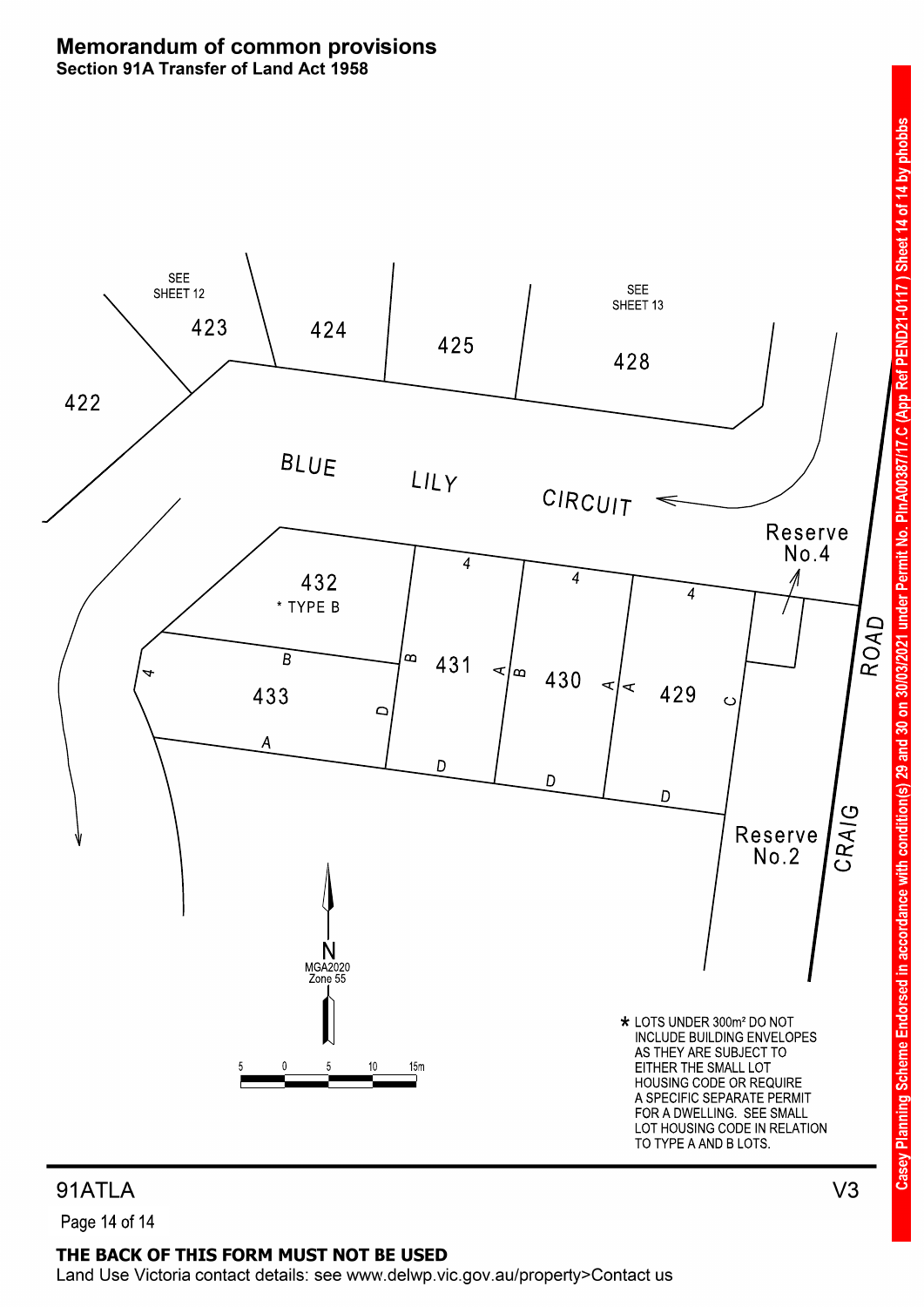# Memorandum of common provisions
**Section 91A Transfer of Land Act 1958**

SEE SHEET 12

SEE SHEET 13

422

423

424

425

428

BLUE LILY CIRCUIT

Reserve No.4

432
* TYPE B

433

431

430

429

Reserve No.2

CRAIG ROAD

4 4 4 4

A B B A B A A C D D D D D

N
MGA2020
Zone 55

5 0 5 10 15m

* LOTS UNDER 300m² DO NOT INCLUDE BUILDING ENVELOPES AS THEY ARE SUBJECT TO EITHER THE SMALL LOT HOUSING CODE OR REQUIRE A SPECIFIC SEPARATE PERMIT FOR A DWELLING. SEE SMALL LOT HOUSING CODE IN RELATION TO TYPE A AND B LOTS.

Casey Planning Scheme Endorsed in accordance with condition(s) 29 and 30 on 30/03/2021 under Permit No. PlnA00387/17.C (App Ref PEND21-0117 ) Sheet 14 of 14 by phobbs

91ATLA

V3

**THE BACK OF THIS FORM MUST NOT BE USED**

Land Use Victoria contact details: see www.delwp.vic.gov.au/property>Contact us